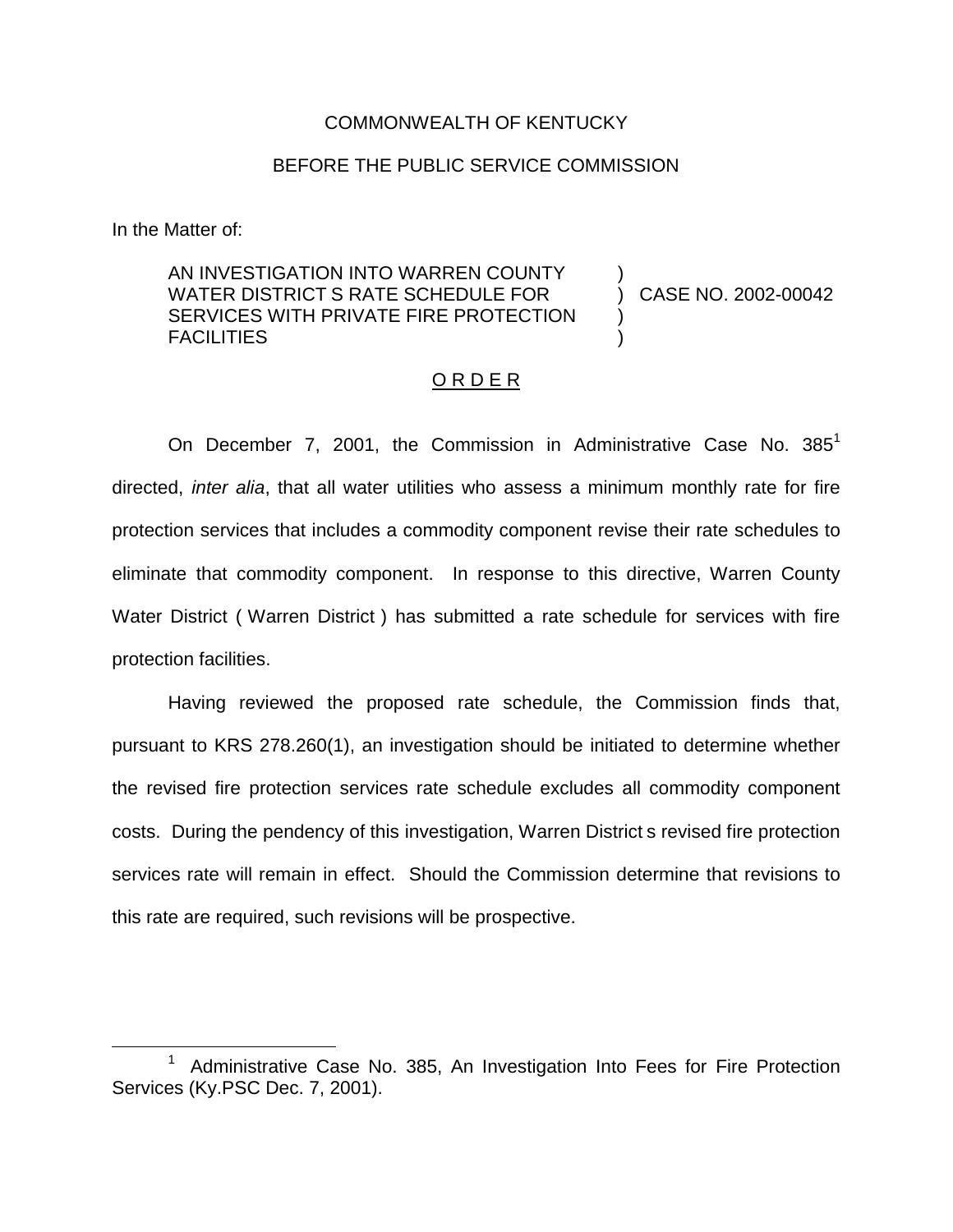COMMONWEALTH OF KENTUCKY

BEFORE THE PUBLIC SERVICE COMMISSION

In the Matter of:

AN INVESTIGATION INTO WARREN COUNTY WATER DISTRICT S RATE SCHEDULE FOR SERVICES WITH PRIVATE FIRE PROTECTION FACILITIES ) CASE NO. 2002-00042

O R D E R

On December 7, 2001, the Commission in Administrative Case No. 385[1] directed, *inter alia*, that all water utilities who assess a minimum monthly rate for fire protection services that includes a commodity component revise their rate schedules to eliminate that commodity component. In response to this directive, Warren County Water District ( Warren District ) has submitted a rate schedule for services with fire protection facilities.

Having reviewed the proposed rate schedule, the Commission finds that, pursuant to KRS 278.260(1), an investigation should be initiated to determine whether the revised fire protection services rate schedule excludes all commodity component costs. During the pendency of this investigation, Warren District s revised fire protection services rate will remain in effect. Should the Commission determine that revisions to this rate are required, such revisions will be prospective.

[1] Administrative Case No. 385, An Investigation Into Fees for Fire Protection Services (Ky.PSC Dec. 7, 2001).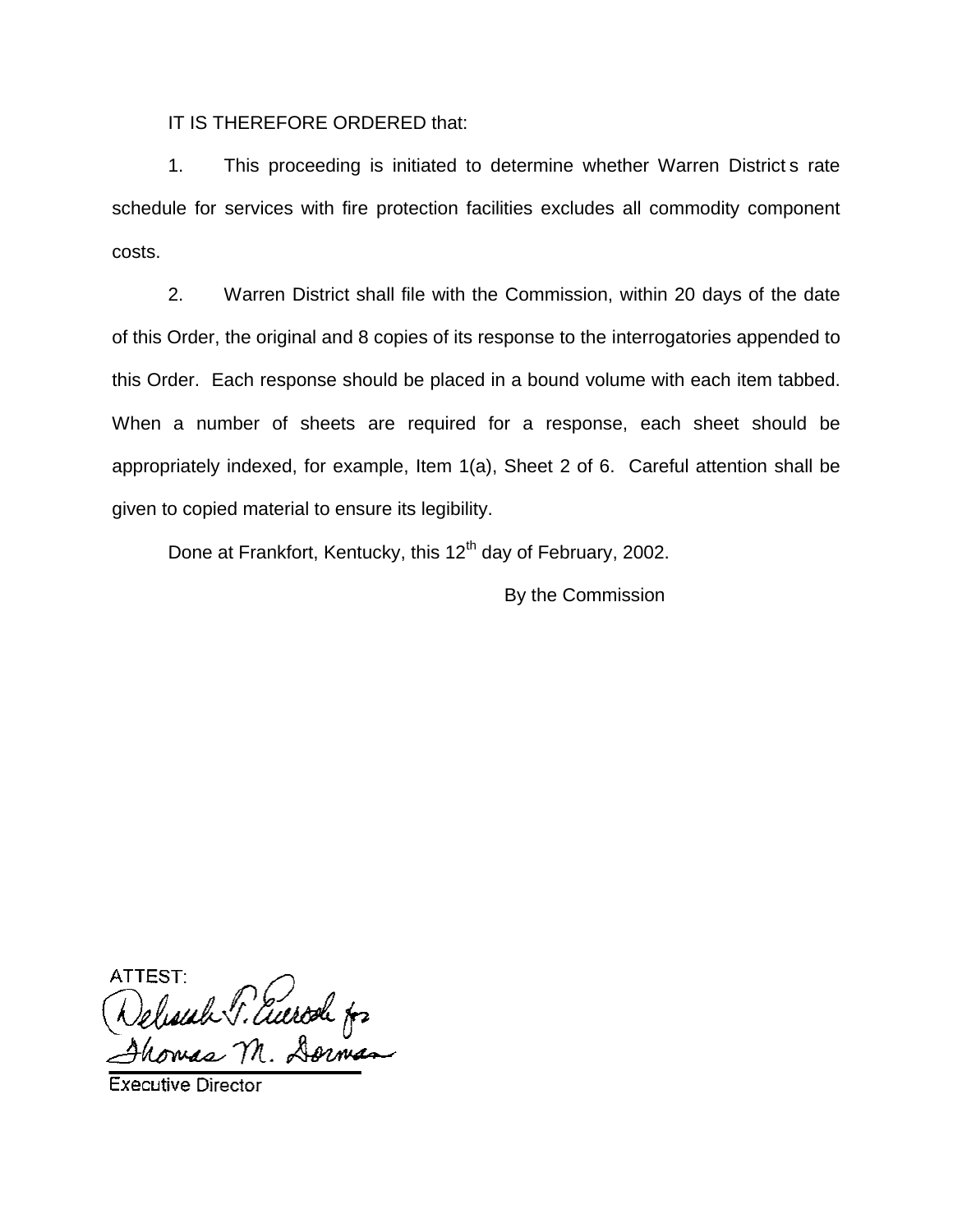IT IS THEREFORE ORDERED that:

1. This proceeding is initiated to determine whether Warren District s rate schedule for services with fire protection facilities excludes all commodity component costs.

2. Warren District shall file with the Commission, within 20 days of the date of this Order, the original and 8 copies of its response to the interrogatories appended to this Order. Each response should be placed in a bound volume with each item tabbed. When a number of sheets are required for a response, each sheet should be appropriately indexed, for example, Item 1(a), Sheet 2 of 6. Careful attention shall be given to copied material to ensure its legibility.

Done at Frankfort, Kentucky, this 12th day of February, 2002.

By the Commission

ATTEST:

Deborah T. Eversole for
Thomas M. Dorman

Executive Director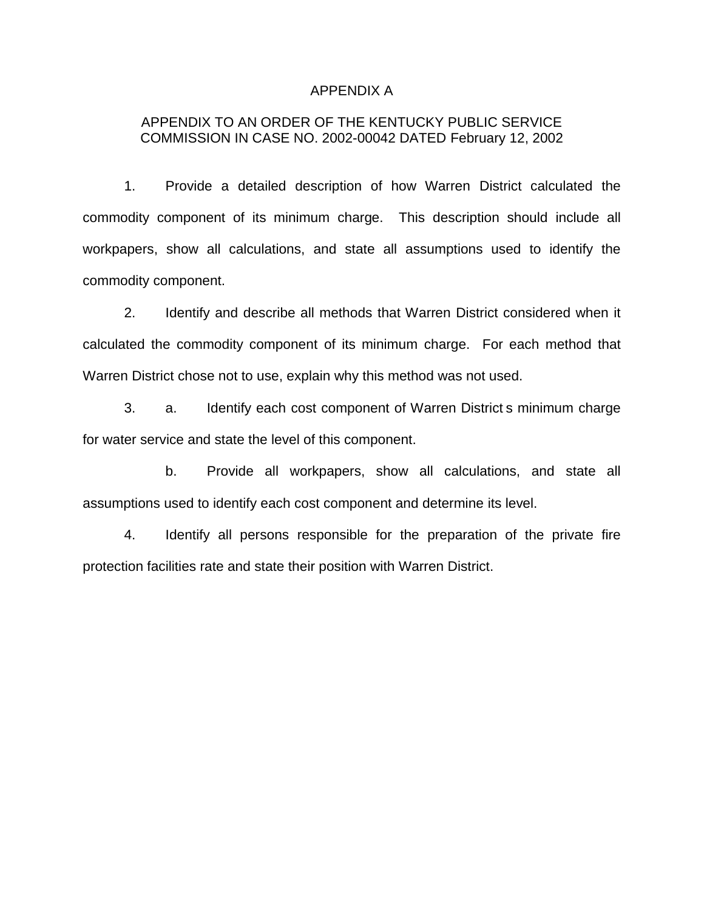# APPENDIX A

## APPENDIX TO AN ORDER OF THE KENTUCKY PUBLIC SERVICE COMMISSION IN CASE NO. 2002-00042 DATED February 12, 2002

1. Provide a detailed description of how Warren District calculated the commodity component of its minimum charge. This description should include all workpapers, show all calculations, and state all assumptions used to identify the commodity component.

2. Identify and describe all methods that Warren District considered when it calculated the commodity component of its minimum charge. For each method that Warren District chose not to use, explain why this method was not used.

3. a. Identify each cost component of Warren District s minimum charge for water service and state the level of this component.

   b. Provide all workpapers, show all calculations, and state all assumptions used to identify each cost component and determine its level.

4. Identify all persons responsible for the preparation of the private fire protection facilities rate and state their position with Warren District.